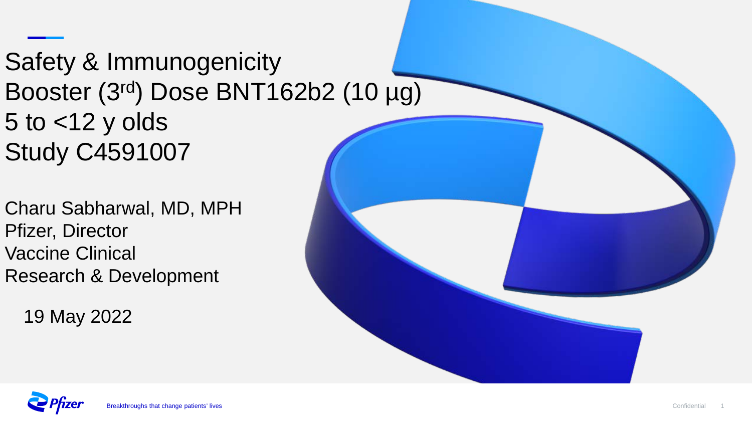# Safety & Immunogenicity Booster (3rd) Dose BNT162b2 (10 µg) 5 to <12 y olds Study C4591007

Charu Sabharwal, MD, MPH
Pfizer, Director
Vaccine Clinical
Research & Development

19 May 2022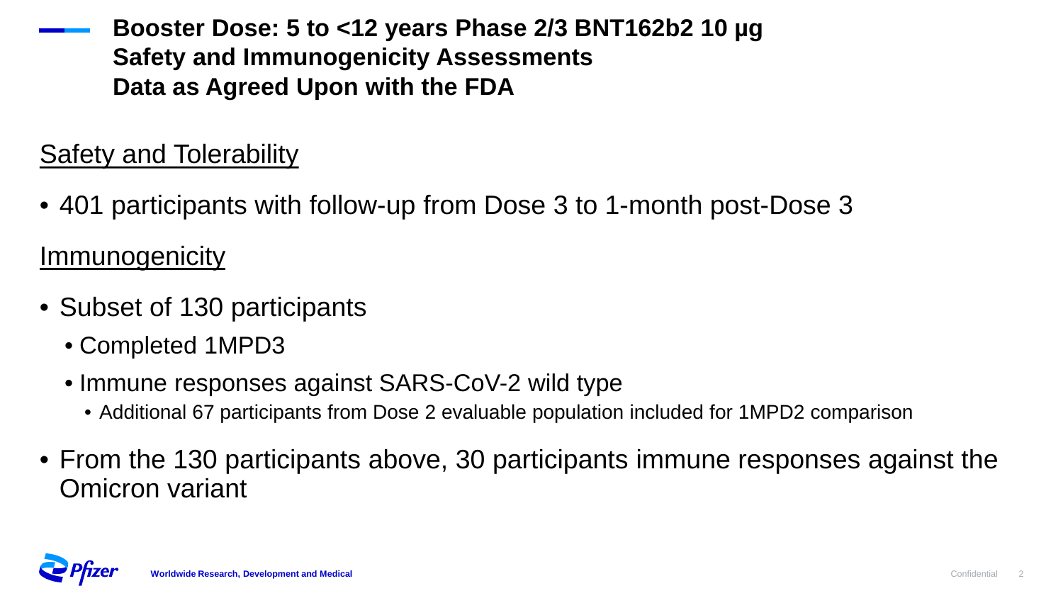# Booster Dose: 5 to <12 years Phase 2/3 BNT162b2 10 µg Safety and Immunogenicity Assessments Data as Agreed Upon with the FDA

## Safety and Tolerability

- 401 participants with follow-up from Dose 3 to 1-month post-Dose 3

## Immunogenicity

- Subset of 130 participants
  - Completed 1MPD3
  - Immune responses against SARS-CoV-2 wild type
    - Additional 67 participants from Dose 2 evaluable population included for 1MPD2 comparison
- From the 130 participants above, 30 participants immune responses against the Omicron variant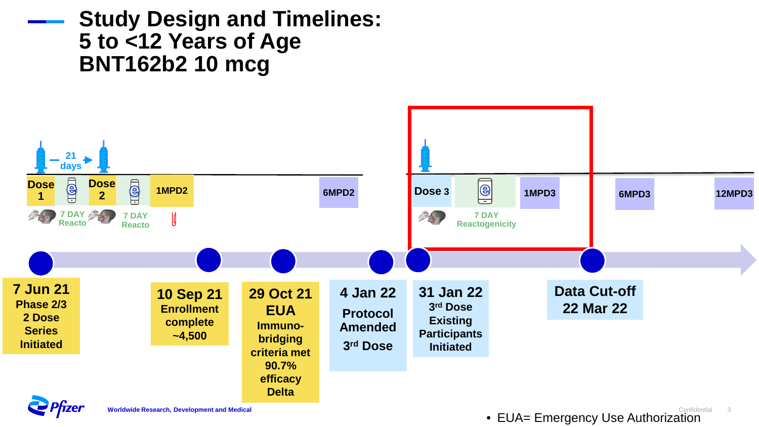# Study Design and Timelines: 5 to <12 Years of Age BNT162b2 10 mcg

Dose 1 — 21 days → Dose 2

Dose 1 | 7 DAY Reacto | Dose 2 | 7 DAY Reacto | 1MPD2 | 6MPD2

Dose 3 | 7 DAY Reactogenicity | 1MPD3 | 6MPD3 | 12MPD3

**7 Jun 21**
Phase 2/3
2 Dose Series Initiated

**10 Sep 21**
Enrollment complete
~4,500

**29 Oct 21**
**EUA**
Immuno-bridging criteria met
90.7% efficacy Delta

**4 Jan 22**
Protocol Amended
3rd Dose

**31 Jan 22**
3rd Dose Existing Participants Initiated

**Data Cut-off**
**22 Mar 22**

- EUA= Emergency Use Authorization

Worldwide Research, Development and Medical

Confidential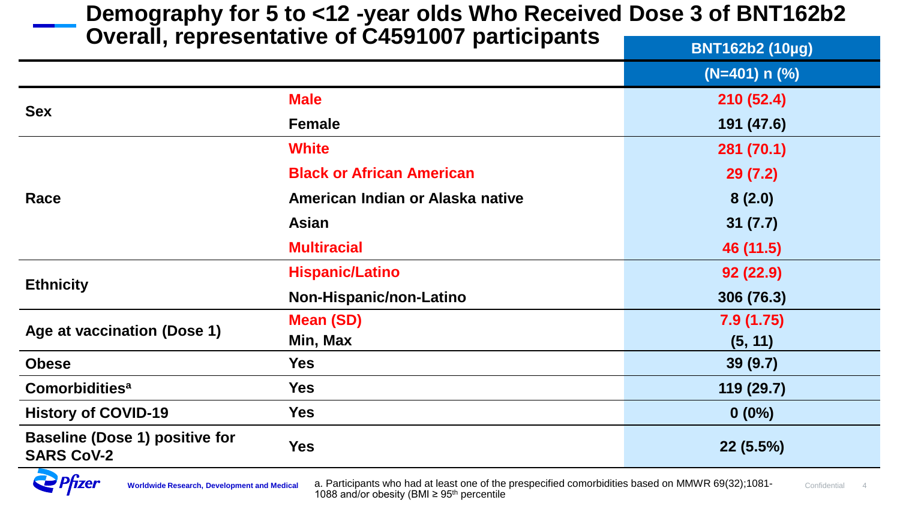# Demography for 5 to <12 -year olds Who Received Dose 3 of BNT162b2 Overall, representative of C4591007 participants

| | | BNT162b2 (10µg) |
|---|---|---|
| | | (N=401) n (%) |
| Sex | Male | 210 (52.4) |
| | Female | 191 (47.6) |
| Race | White | 281 (70.1) |
| | Black or African American | 29 (7.2) |
| | American Indian or Alaska native | 8 (2.0) |
| | Asian | 31 (7.7) |
| | Multiracial | 46 (11.5) |
| Ethnicity | Hispanic/Latino | 92 (22.9) |
| | Non-Hispanic/non-Latino | 306 (76.3) |
| Age at vaccination (Dose 1) | Mean (SD) | 7.9 (1.75) |
| | Min, Max | (5, 11) |
| Obese | Yes | 39 (9.7) |
| Comorbidities[a] | Yes | 119 (29.7) |
| History of COVID-19 | Yes | 0 (0%) |
| Baseline (Dose 1) positive for SARS CoV-2 | Yes | 22 (5.5%) |

a. Participants who had at least one of the prespecified comorbidities based on MMWR 69(32);1081-1088 and/or obesity (BMI ≥ 95th percentile

Worldwide Research, Development and Medical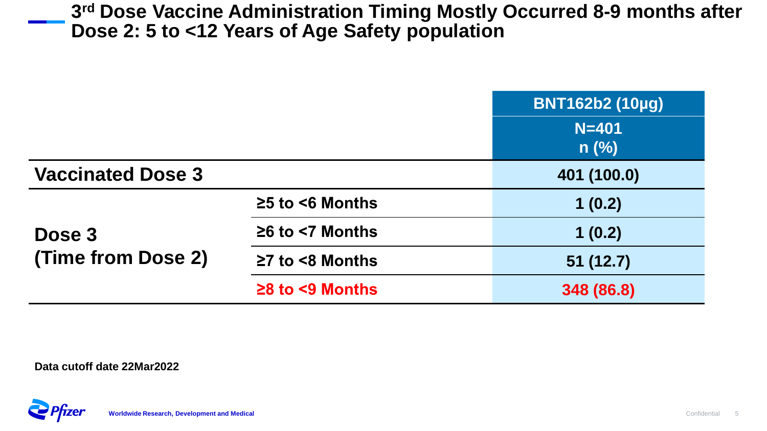## 3rd Dose Vaccine Administration Timing Mostly Occurred 8-9 months after Dose 2: 5 to <12 Years of Age Safety population

| | | BNT162b2 (10µg) N=401 n (%) |
|---|---|---|
| **Vaccinated Dose 3** | | 401 (100.0) |
| **Dose 3 (Time from Dose 2)** | ≥5 to <6 Months | 1 (0.2) |
| | ≥6 to <7 Months | 1 (0.2) |
| | ≥7 to <8 Months | 51 (12.7) |
| | ≥8 to <9 Months | 348 (86.8) |

**Data cutoff date 22Mar2022**

Worldwide Research, Development and Medical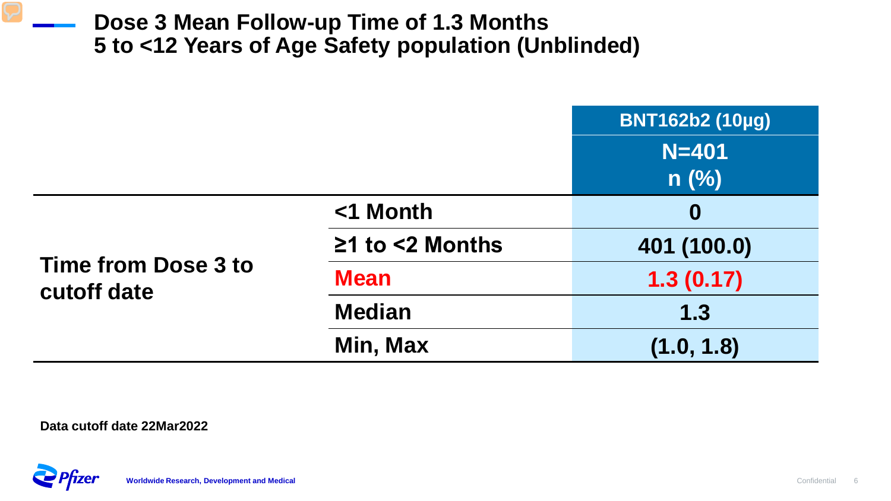## Dose 3 Mean Follow-up Time of 1.3 Months
## 5 to <12 Years of Age Safety population (Unblinded)

| | | BNT162b2 (10µg) |
|---|---|---|
| | | N=401<br>n (%) |
| Time from Dose 3 to cutoff date | <1 Month | 0 |
| | ≥1 to <2 Months | 401 (100.0) |
| | Mean | 1.3 (0.17) |
| | Median | 1.3 |
| | Min, Max | (1.0, 1.8) |

**Data cutoff date 22Mar2022**

Worldwide Research, Development and Medical

Confidential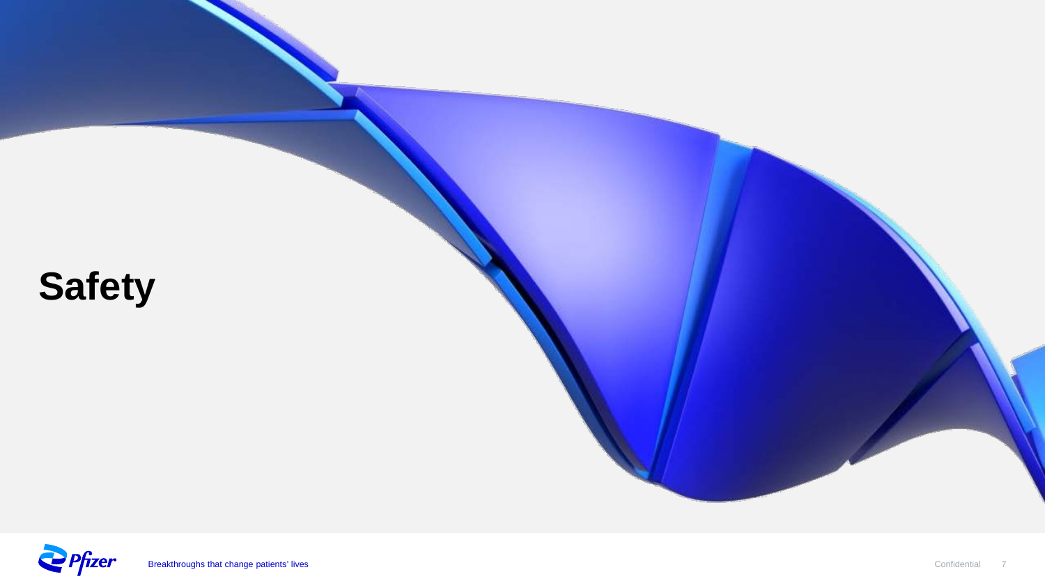# Safety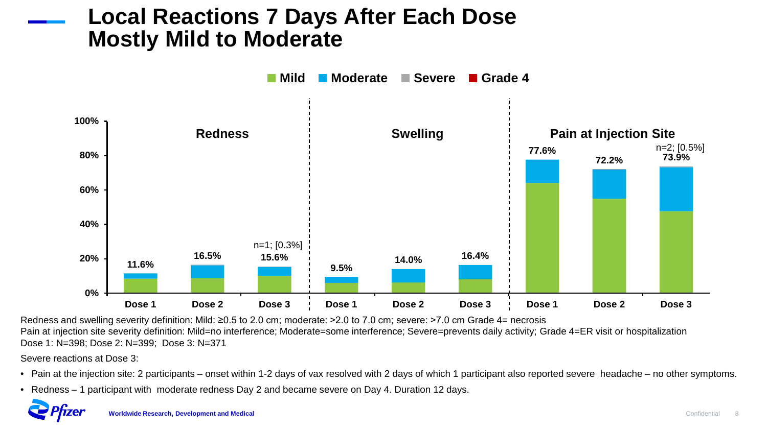# Local Reactions 7 Days After Each Dose Mostly Mild to Moderate

Mild | Moderate | Severe | Grade 4

| | Redness | | | Swelling | | | Pain at Injection Site | | |
|---|---|---|---|---|---|---|---|---|---|
| | Dose 1 | Dose 2 | Dose 3 | Dose 1 | Dose 2 | Dose 3 | Dose 1 | Dose 2 | Dose 3 |
| Total | 11.6% | 16.5% | 15.6% (n=1; [0.3%]) | 9.5% | 14.0% | 16.4% | 77.6% | 72.2% | 73.9% (n=2; [0.5%]) |

Redness and swelling severity definition: Mild: ≥0.5 to 2.0 cm; moderate: >2.0 to 7.0 cm; severe: >7.0 cm Grade 4= necrosis

Pain at injection site severity definition: Mild=no interference; Moderate=some interference; Severe=prevents daily activity; Grade 4=ER visit or hospitalization

Dose 1: N=398; Dose 2: N=399; Dose 3: N=371

Severe reactions at Dose 3:

- Pain at the injection site: 2 participants – onset within 1-2 days of vax resolved with 2 days of which 1 participant also reported severe headache – no other symptoms.
- Redness – 1 participant with moderate redness Day 2 and became severe on Day 4. Duration 12 days.

Worldwide Research, Development and Medical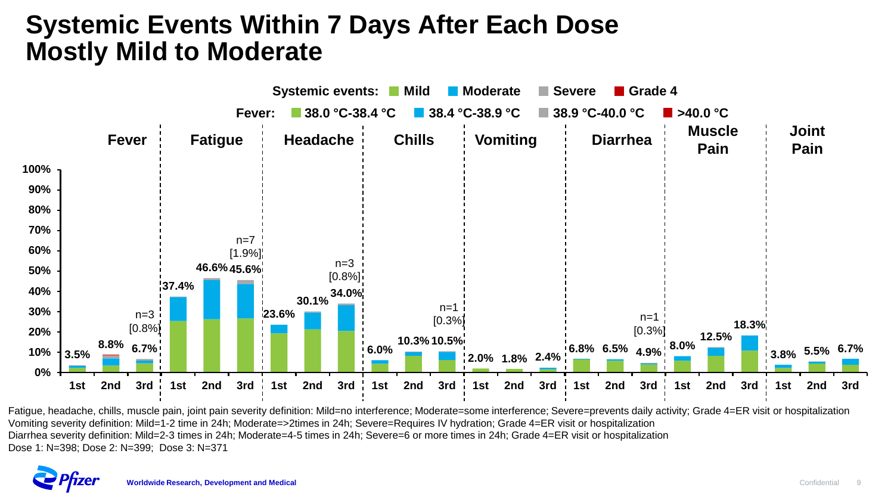# Systemic Events Within 7 Days After Each Dose Mostly Mild to Moderate

Systemic events: Mild, Moderate, Severe, Grade 4

Fever: 38.0 °C-38.4 °C, 38.4 °C-38.9 °C, 38.9 °C-40.0 °C, >40.0 °C

| Event | 1st | 2nd | 3rd |
|---|---|---|---|
| Fever | 3.5% | 8.8% | 6.7% (n=3 [0.8%]) |
| Fatigue | 37.4% | 46.6% | 45.6% (n=7 [1.9%]) |
| Headache | 23.6% | 30.1% | 34.0% (n=3 [0.8%]) |
| Chills | 6.0% | 10.3% | 10.5% (n=1 [0.3%]) |
| Vomiting | 2.0% | 1.8% | 2.4% |
| Diarrhea | 6.8% | 6.5% | 4.9% (n=1 [0.3%]) |
| Muscle Pain | 8.0% | 12.5% | 18.3% |
| Joint Pain | 3.8% | 5.5% | 6.7% |

Fatigue, headache, chills, muscle pain, joint pain severity definition: Mild=no interference; Moderate=some interference; Severe=prevents daily activity; Grade 4=ER visit or hospitalization

Vomiting severity definition: Mild=1-2 time in 24h; Moderate=>2times in 24h; Severe=Requires IV hydration; Grade 4=ER visit or hospitalization

Diarrhea severity definition: Mild=2-3 times in 24h; Moderate=4-5 times in 24h; Severe=6 or more times in 24h; Grade 4=ER visit or hospitalization

Dose 1: N=398; Dose 2: N=399; Dose 3: N=371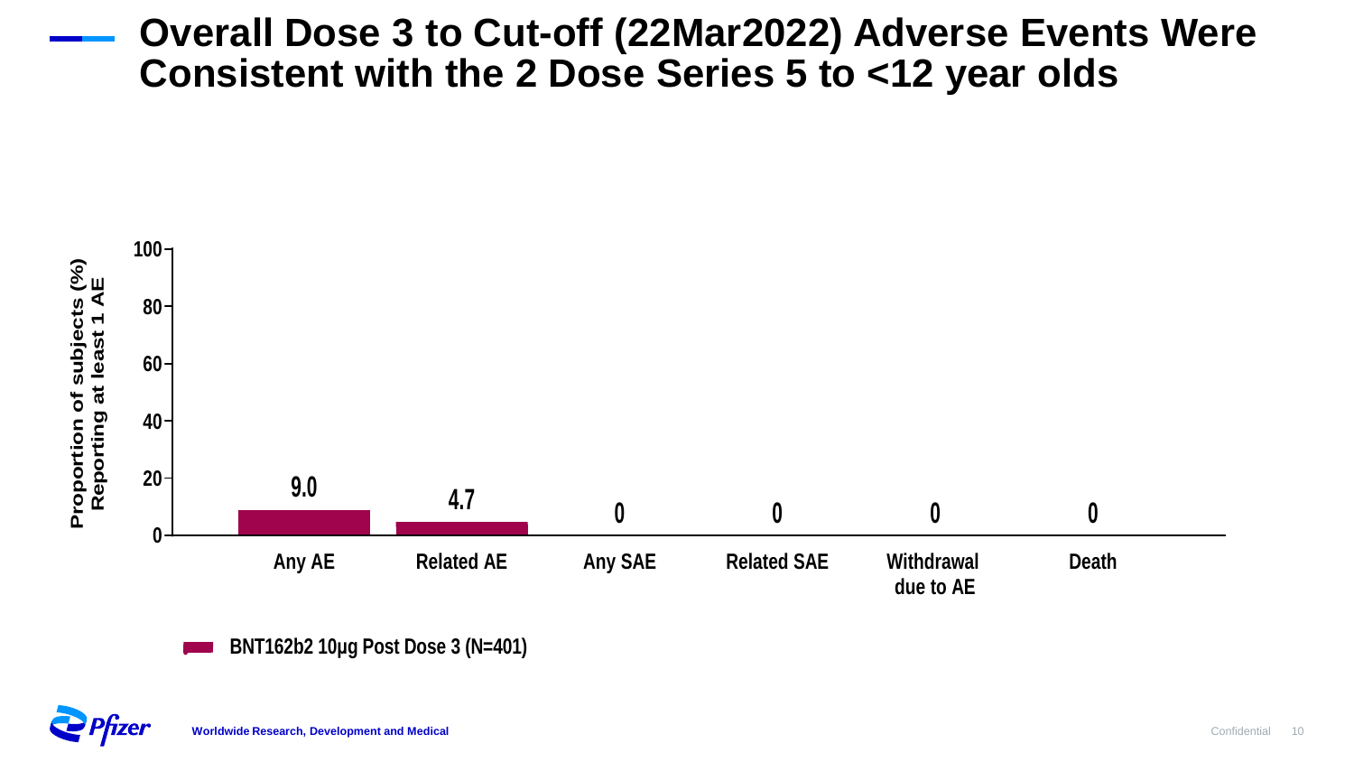# Overall Dose 3 to Cut-off (22Mar2022) Adverse Events Were Consistent with the 2 Dose Series 5 to <12 year olds

Proportion of subjects (%) Reporting at least 1 AE

| | Any AE | Related AE | Any SAE | Related SAE | Withdrawal due to AE | Death |
|---|---|---|---|---|---|---|
| BNT162b2 10µg Post Dose 3 (N=401) | 9.0 | 4.7 | 0 | 0 | 0 | 0 |

Worldwide Research, Development and Medical

Confidential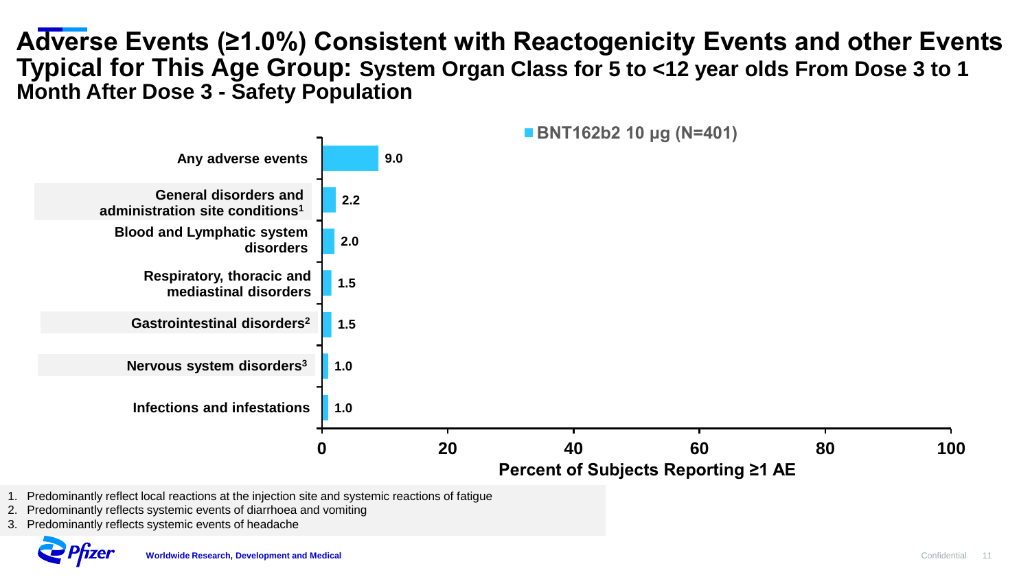# Adverse Events (≥1.0%) Consistent with Reactogenicity Events and other Events Typical for This Age Group: System Organ Class for 5 to <12 year olds From Dose 3 to 1 Month After Dose 3 - Safety Population

BNT162b2 10 µg (N=401)

| System Organ Class | Percent of Subjects Reporting ≥1 AE |
|---|---|
| Any adverse events | 9.0 |
| General disorders and administration site conditions[1] | 2.2 |
| Blood and Lymphatic system disorders | 2.0 |
| Respiratory, thoracic and mediastinal disorders | 1.5 |
| Gastrointestinal disorders[2] | 1.5 |
| Nervous system disorders[3] | 1.0 |
| Infections and infestations | 1.0 |

1. Predominantly reflect local reactions at the injection site and systemic reactions of fatigue
2. Predominantly reflects systemic events of diarrhoea and vomiting
3. Predominantly reflects systemic events of headache

Worldwide Research, Development and Medical

Confidential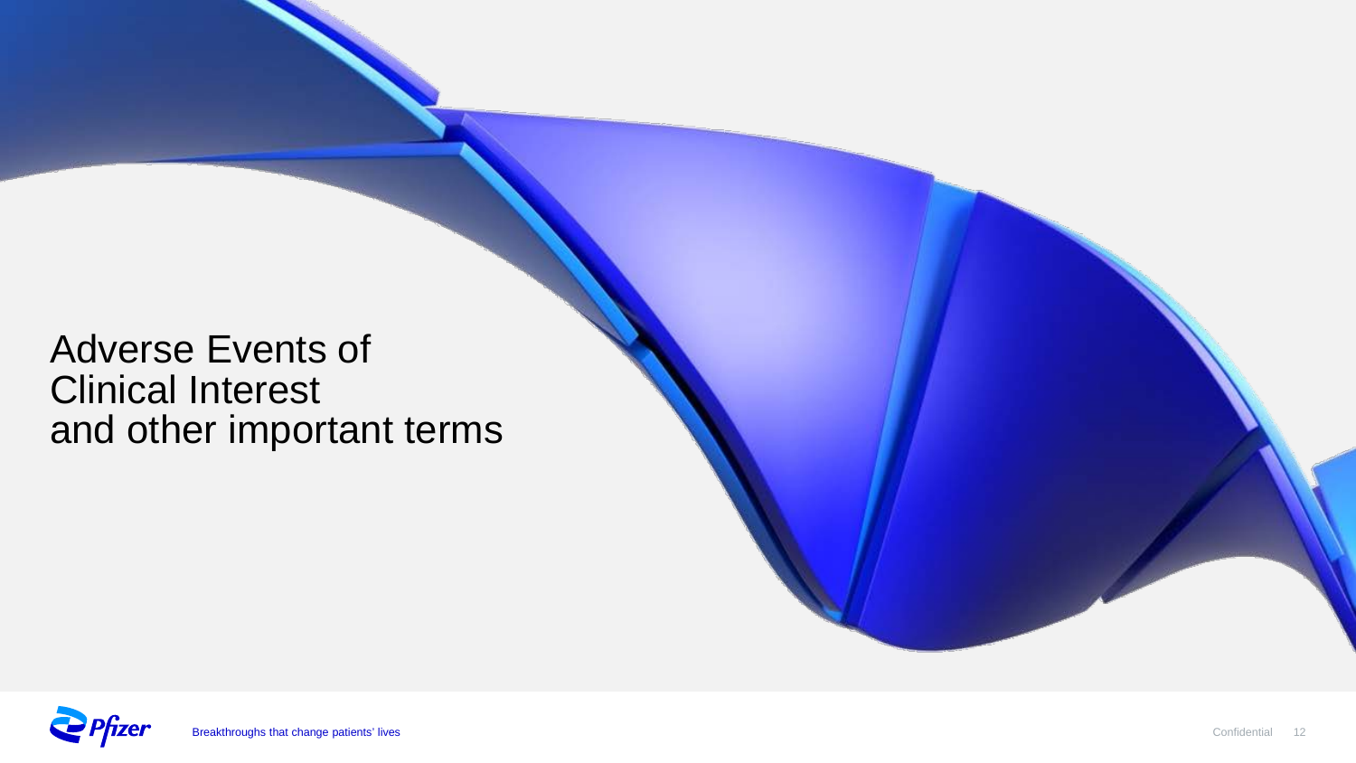# Adverse Events of Clinical Interest and other important terms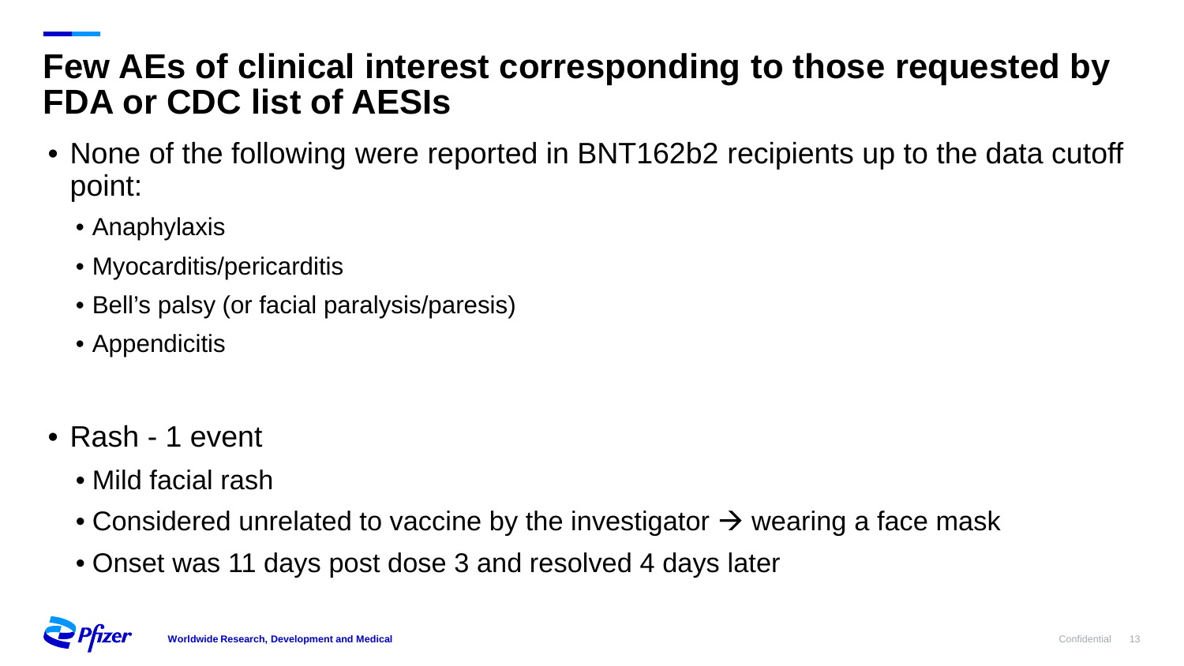# Few AEs of clinical interest corresponding to those requested by FDA or CDC list of AESIs

- None of the following were reported in BNT162b2 recipients up to the data cutoff point:
  - Anaphylaxis
  - Myocarditis/pericarditis
  - Bell's palsy (or facial paralysis/paresis)
  - Appendicitis

- Rash - 1 event
  - Mild facial rash
  - Considered unrelated to vaccine by the investigator → wearing a face mask
  - Onset was 11 days post dose 3 and resolved 4 days later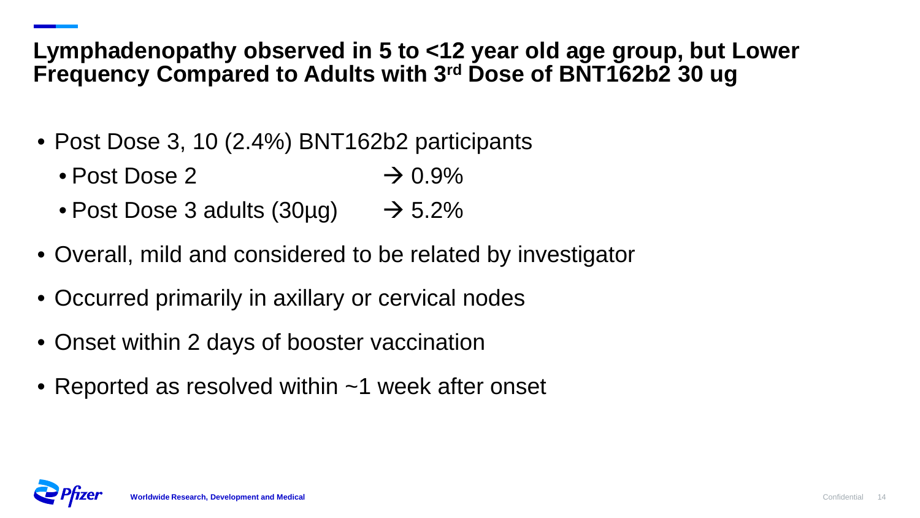# Lymphadenopathy observed in 5 to <12 year old age group, but Lower Frequency Compared to Adults with 3rd Dose of BNT162b2 30 ug

- Post Dose 3, 10 (2.4%) BNT162b2 participants
  - Post Dose 2 → 0.9%
  - Post Dose 3 adults (30µg) → 5.2%
- Overall, mild and considered to be related by investigator
- Occurred primarily in axillary or cervical nodes
- Onset within 2 days of booster vaccination
- Reported as resolved within ~1 week after onset

Worldwide Research, Development and Medical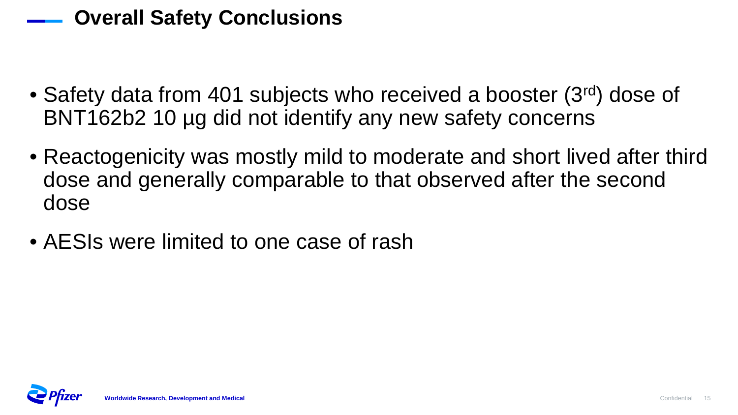# Overall Safety Conclusions

- Safety data from 401 subjects who received a booster (3$^{rd}$) dose of BNT162b2 10 µg did not identify any new safety concerns
- Reactogenicity was mostly mild to moderate and short lived after third dose and generally comparable to that observed after the second dose
- AESIs were limited to one case of rash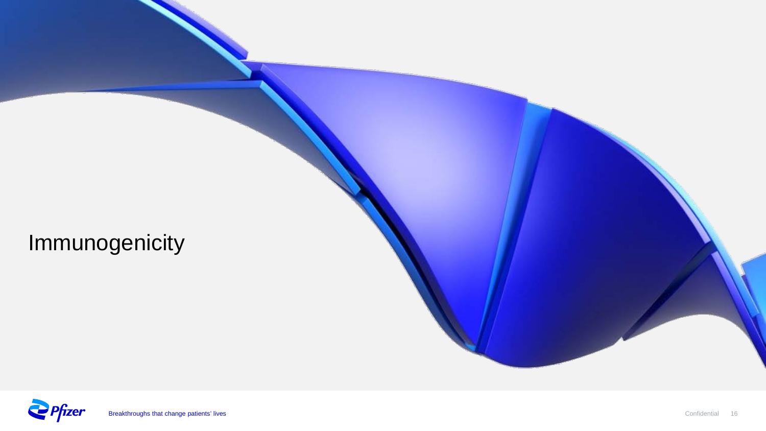# Immunogenicity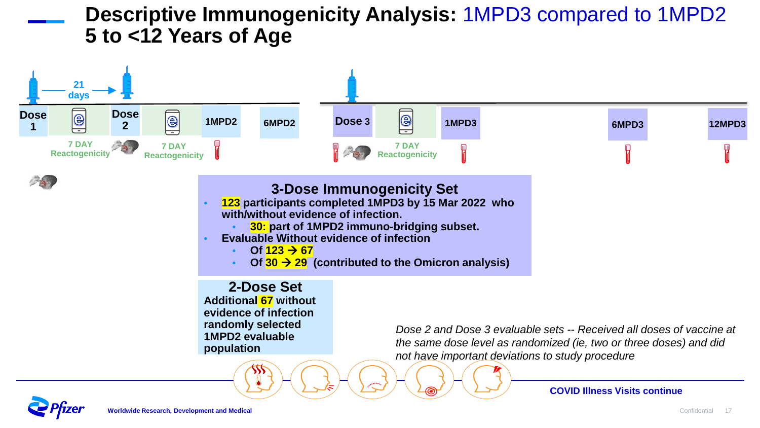# Descriptive Immunogenicity Analysis: 1MPD3 compared to 1MPD2
## 5 to <12 Years of Age

Dose 1 → 21 days → Dose 2

Dose 1 | 7 DAY Reactogenicity | Dose 2 | 7 DAY Reactogenicity | 1MPD2 | 6MPD2 | Dose 3 | 7 DAY Reactogenicity | 1MPD3 | 6MPD3 | 12MPD3

### 3-Dose Immunogenicity Set

- **123 participants completed 1MPD3 by 15 Mar 2022 who with/without evidence of infection.**
  - **30: part of 1MPD2 immuno-bridging subset.**
- **Evaluable Without evidence of infection**
  - **Of 123 → 67**
  - **Of 30 → 29 (contributed to the Omicron analysis)**

### 2-Dose Set

**Additional 67 without evidence of infection randomly selected 1MPD2 evaluable population**

*Dose 2 and Dose 3 evaluable sets -- Received all doses of vaccine at the same dose level as randomized (ie, two or three doses) and did not have important deviations to study procedure*

**COVID Illness Visits continue**

Worldwide Research, Development and Medical

Confidential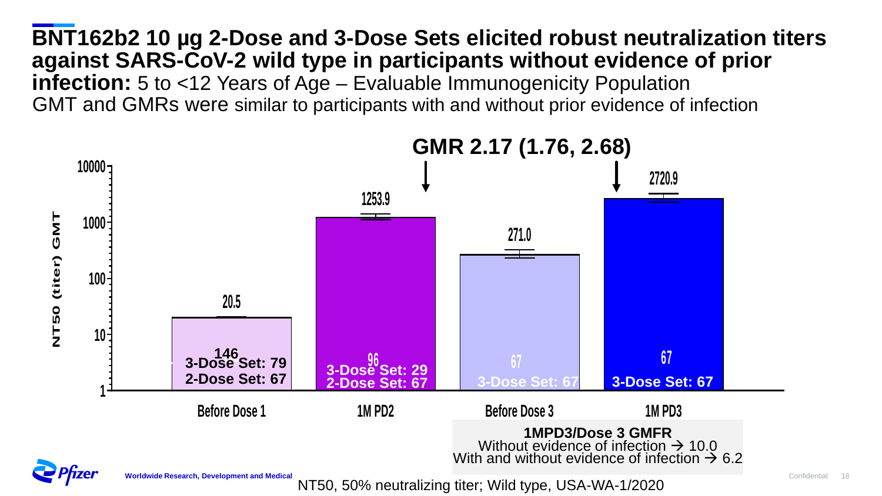# BNT162b2 10 µg 2-Dose and 3-Dose Sets elicited robust neutralization titers against SARS-CoV-2 wild type in participants without evidence of prior infection: 5 to <12 Years of Age – Evaluable Immunogenicity Population

GMT and GMRs were similar to participants with and without prior evidence of infection

**GMR 2.17 (1.76, 2.68)**

NT50 (titer) GMT

| | Before Dose 1 | 1M PD2 | Before Dose 3 | 1M PD3 |
|---|---|---|---|---|
| GMT | 20.5 | 1253.9 | 271.0 | 2720.9 |
| N | 146 | 96 | 67 | 67 |
| Sets | 3-Dose Set: 79; 2-Dose Set: 67 | 3-Dose Set: 29; 2-Dose Set: 67 | 3-Dose Set: 67 | 3-Dose Set: 67 |

**1MPD3/Dose 3 GMFR**
Without evidence of infection → 10.0
With and without evidence of infection → 6.2

NT50, 50% neutralizing titer; Wild type, USA-WA-1/2020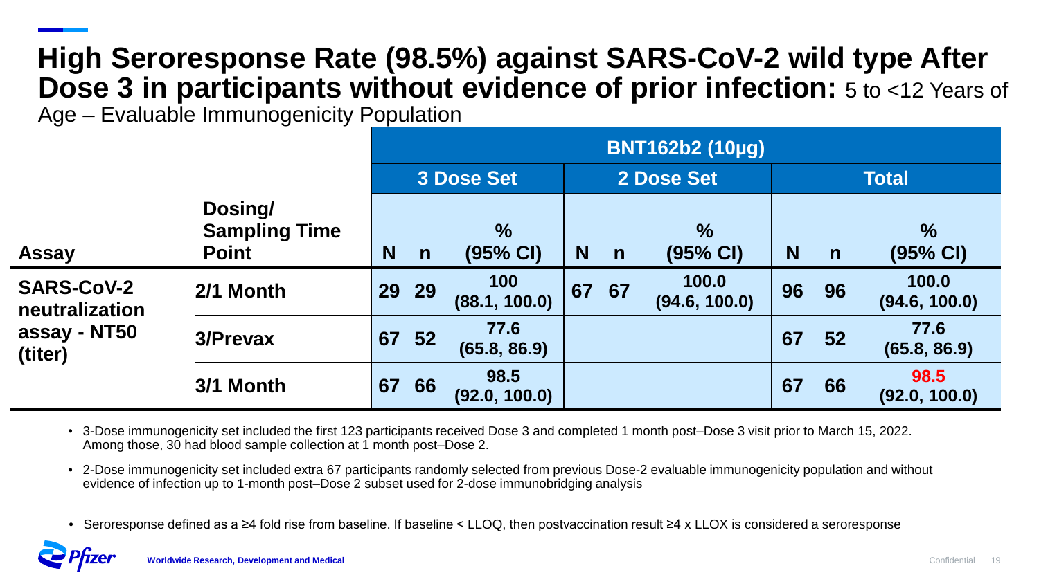# High Seroresponse Rate (98.5%) against SARS-CoV-2 wild type After Dose 3 in participants without evidence of prior infection: 5 to <12 Years of Age – Evaluable Immunogenicity Population

| | | BNT162b2 (10µg) | | | | | | | | |
|---|---|---|---|---|---|---|---|---|---|---|
| | | 3 Dose Set | | | 2 Dose Set | | | Total | | |
| Assay | Dosing/ Sampling Time Point | N | n | % (95% CI) | N | n | % (95% CI) | N | n | % (95% CI) |
| SARS-CoV-2 neutralization assay - NT50 (titer) | 2/1 Month | 29 | 29 | 100 (88.1, 100.0) | 67 | 67 | 100.0 (94.6, 100.0) | 96 | 96 | 100.0 (94.6, 100.0) |
| | 3/Prevax | 67 | 52 | 77.6 (65.8, 86.9) | | | | 67 | 52 | 77.6 (65.8, 86.9) |
| | 3/1 Month | 67 | 66 | 98.5 (92.0, 100.0) | | | | 67 | 66 | 98.5 (92.0, 100.0) |

- 3-Dose immunogenicity set included the first 123 participants received Dose 3 and completed 1 month post–Dose 3 visit prior to March 15, 2022. Among those, 30 had blood sample collection at 1 month post–Dose 2.
- 2-Dose immunogenicity set included extra 67 participants randomly selected from previous Dose-2 evaluable immunogenicity population and without evidence of infection up to 1-month post–Dose 2 subset used for 2-dose immunobridging analysis
- Seroresponse defined as a ≥4 fold rise from baseline. If baseline < LLOQ, then postvaccination result ≥4 x LLOX is considered a seroresponse

Worldwide Research, Development and Medical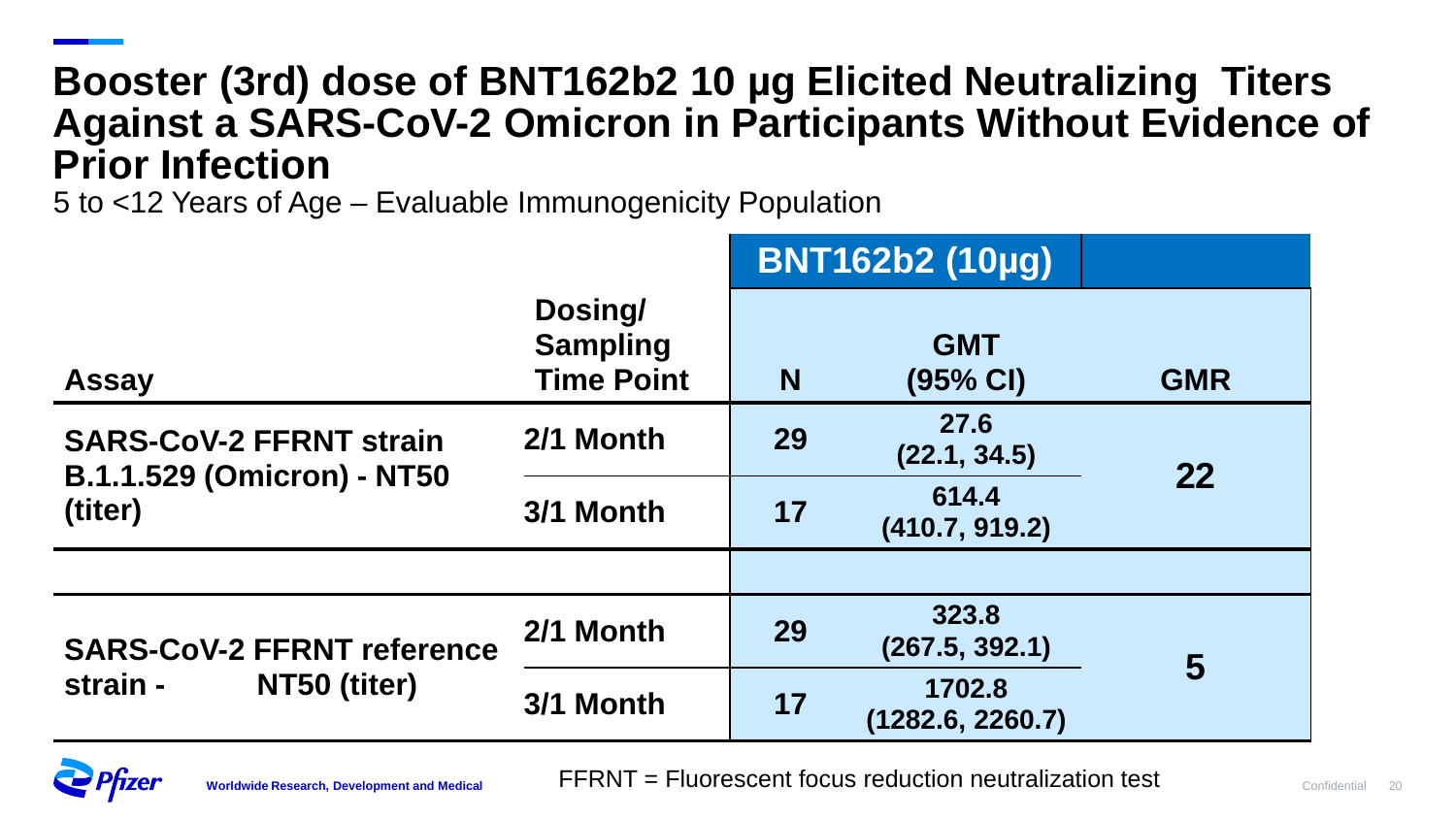# Booster (3rd) dose of BNT162b2 10 µg Elicited Neutralizing Titers Against a SARS-CoV-2 Omicron in Participants Without Evidence of Prior Infection

5 to <12 Years of Age – Evaluable Immunogenicity Population

| Assay | Dosing/ Sampling Time Point | BNT162b2 (10µg) N | GMT (95% CI) | GMR |
|---|---|---|---|---|
| SARS-CoV-2 FFRNT strain B.1.1.529 (Omicron) - NT50 (titer) | 2/1 Month | 29 | 27.6 (22.1, 34.5) | 22 |
| | 3/1 Month | 17 | 614.4 (410.7, 919.2) | |
| SARS-CoV-2 FFRNT reference strain - NT50 (titer) | 2/1 Month | 29 | 323.8 (267.5, 392.1) | 5 |
| | 3/1 Month | 17 | 1702.8 (1282.6, 2260.7) | |

FFRNT = Fluorescent focus reduction neutralization test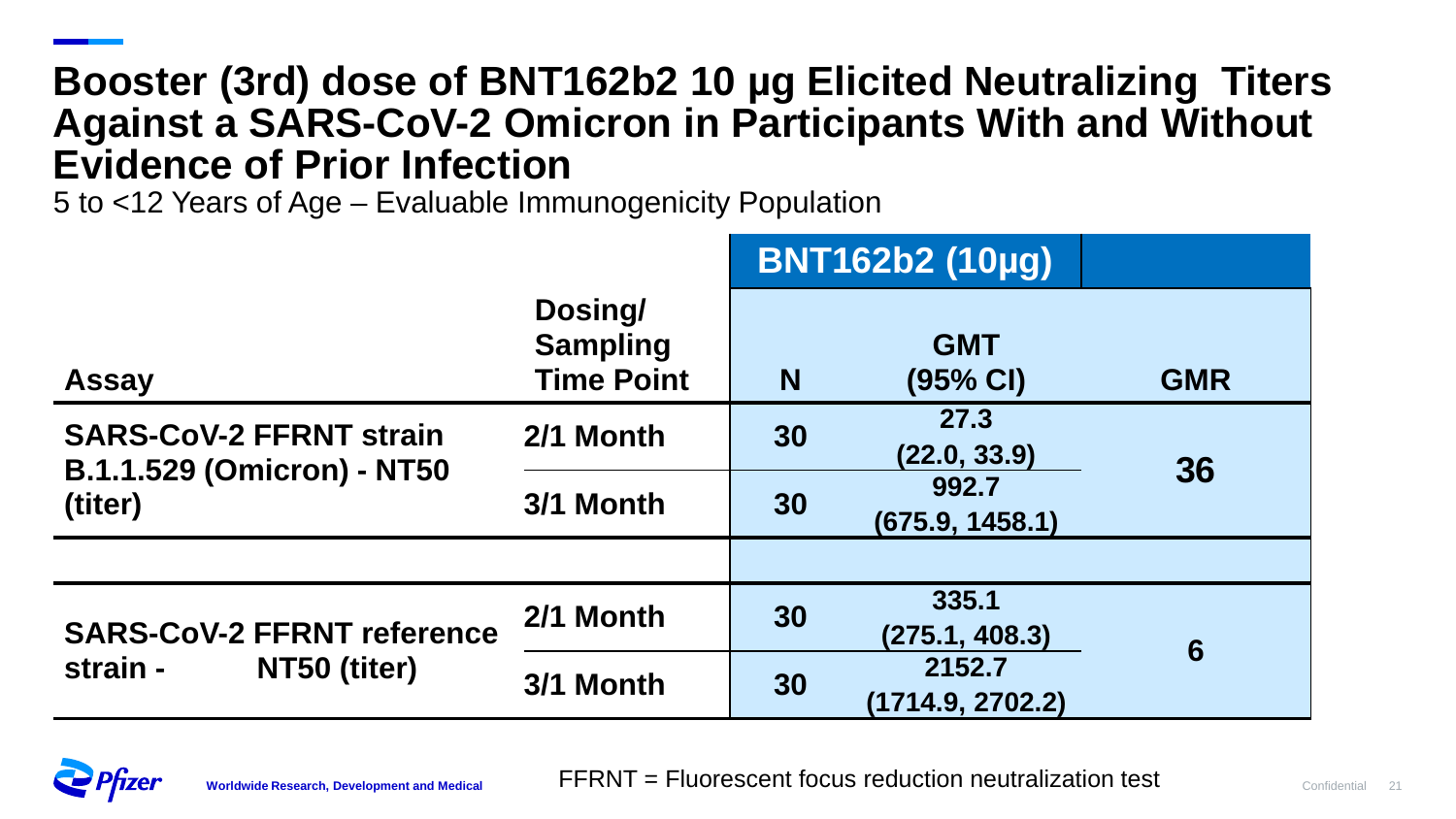# Booster (3rd) dose of BNT162b2 10 µg Elicited Neutralizing Titers Against a SARS-CoV-2 Omicron in Participants With and Without Evidence of Prior Infection

5 to <12 Years of Age – Evaluable Immunogenicity Population

| | | BNT162b2 (10µg) | | |
|---|---|---|---|---|
| **Assay** | **Dosing/ Sampling Time Point** | **N** | **GMT (95% CI)** | **GMR** |
| SARS-CoV-2 FFRNT strain B.1.1.529 (Omicron) - NT50 (titer) | 2/1 Month | 30 | 27.3 (22.0, 33.9) | 36 |
| | 3/1 Month | 30 | 992.7 (675.9, 1458.1) | |
| | | | | |
| SARS-CoV-2 FFRNT reference strain - NT50 (titer) | 2/1 Month | 30 | 335.1 (275.1, 408.3) | 6 |
| | 3/1 Month | 30 | 2152.7 (1714.9, 2702.2) | |

FFRNT = Fluorescent focus reduction neutralization test

Worldwide Research, Development and Medical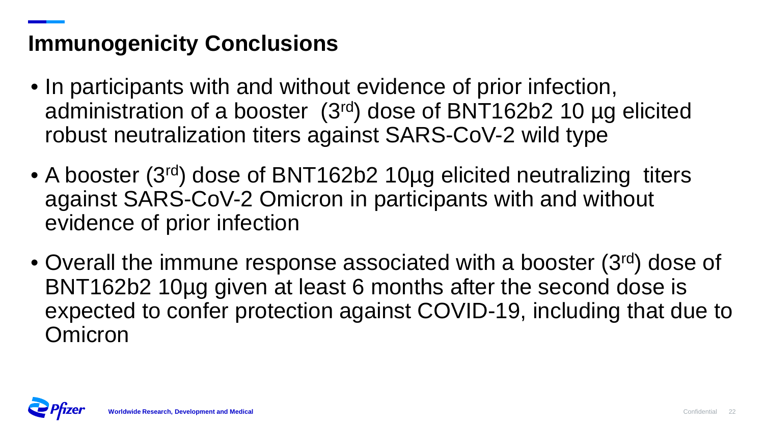## Immunogenicity Conclusions

- In participants with and without evidence of prior infection, administration of a booster (3rd) dose of BNT162b2 10 µg elicited robust neutralization titers against SARS-CoV-2 wild type
- A booster (3rd) dose of BNT162b2 10µg elicited neutralizing titers against SARS-CoV-2 Omicron in participants with and without evidence of prior infection
- Overall the immune response associated with a booster (3rd) dose of BNT162b2 10µg given at least 6 months after the second dose is expected to confer protection against COVID-19, including that due to Omicron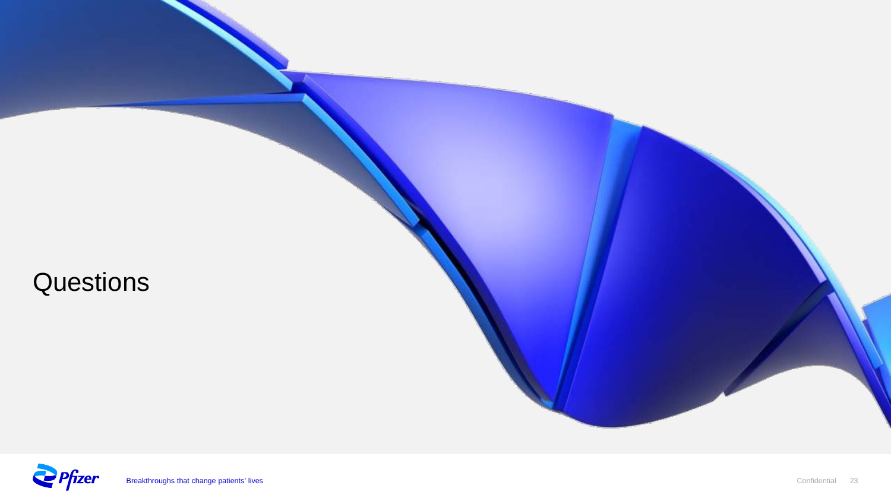# Questions